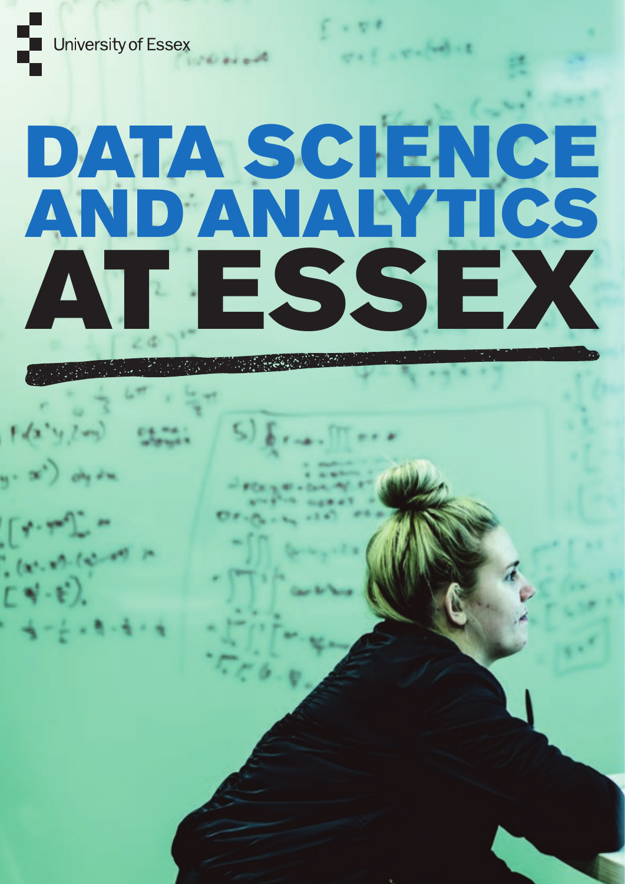University of Essex

# DATA SCIENCE AND ANALYTICS AT ESSEX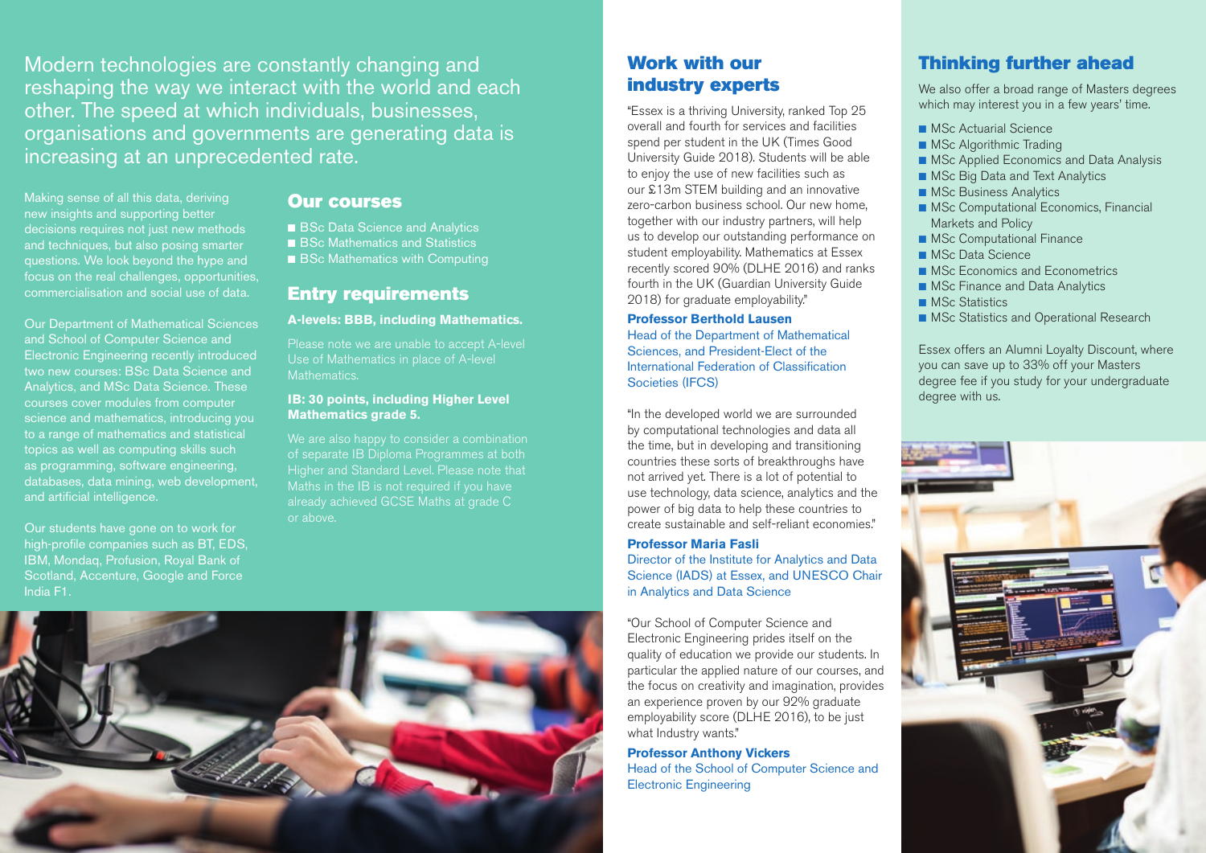Modern technologies are constantly changing and reshaping the way we interact with the world and each other. The speed at which individuals, businesses, organisations and governments are generating data is increasing at an unprecedented rate.

Making sense of all this data, deriving new insights and supporting better decisions requires not just new methods and techniques, but also posing smarter questions. We look beyond the hype and focus on the real challenges, opportunities, commercialisation and social use of data.

Our Department of Mathematical Sciences and School of Computer Science and Electronic Engineering recently introduced two new courses: BSc Data Science and Analytics, and MSc Data Science. These courses cover modules from computer science and mathematics, introducing you to a range of mathematics and statistical topics as well as computing skills such as programming, software engineering, databases, data mining, web development, and artificial intelligence.

Our students have gone on to work for high-profile companies such as BT, EDS, IBM, Mondaq, Profusion, Royal Bank of Scotland, Accenture, Google and Force India F1.

## Our courses

- BSc Data Science and Analytics
- BSc Mathematics and Statistics
- BSc Mathematics with Computing

## Entry requirements

**A-levels: BBB, including Mathematics.**

Please note we are unable to accept A-level Use of Mathematics in place of A-level Mathematics.

**IB: 30 points, including Higher Level Mathematics grade 5.**

We are also happy to consider a combination of separate IB Diploma Programmes at both Higher and Standard Level. Please note that Maths in the IB is not required if you have already achieved GCSE Maths at grade C or above.

## Work with our industry experts

"Essex is a thriving University, ranked Top 25 overall and fourth for services and facilities spend per student in the UK (Times Good University Guide 2018). Students will be able to enjoy the use of new facilities such as our £13m STEM building and an innovative zero-carbon business school. Our new home, together with our industry partners, will help us to develop our outstanding performance on student employability. Mathematics at Essex recently scored 90% (DLHE 2016) and ranks fourth in the UK (Guardian University Guide 2018) for graduate employability."

**Professor Berthold Lausen**
Head of the Department of Mathematical Sciences, and President-Elect of the International Federation of Classification Societies (IFCS)

"In the developed world we are surrounded by computational technologies and data all the time, but in developing and transitioning countries these sorts of breakthroughs have not arrived yet. There is a lot of potential to use technology, data science, analytics and the power of big data to help these countries to create sustainable and self-reliant economies."

**Professor Maria Fasli**
Director of the Institute for Analytics and Data Science (IADS) at Essex, and UNESCO Chair in Analytics and Data Science

"Our School of Computer Science and Electronic Engineering prides itself on the quality of education we provide our students. In particular the applied nature of our courses, and the focus on creativity and imagination, provides an experience proven by our 92% graduate employability score (DLHE 2016), to be just what Industry wants."

**Professor Anthony Vickers**
Head of the School of Computer Science and Electronic Engineering

## Thinking further ahead

We also offer a broad range of Masters degrees which may interest you in a few years' time.

- MSc Actuarial Science
- MSc Algorithmic Trading
- MSc Applied Economics and Data Analysis
- MSc Big Data and Text Analytics
- MSc Business Analytics
- MSc Computational Economics, Financial Markets and Policy
- MSc Computational Finance
- MSc Data Science
- MSc Economics and Econometrics
- MSc Finance and Data Analytics
- MSc Statistics
- MSc Statistics and Operational Research

Essex offers an Alumni Loyalty Discount, where you can save up to 33% off your Masters degree fee if you study for your undergraduate degree with us.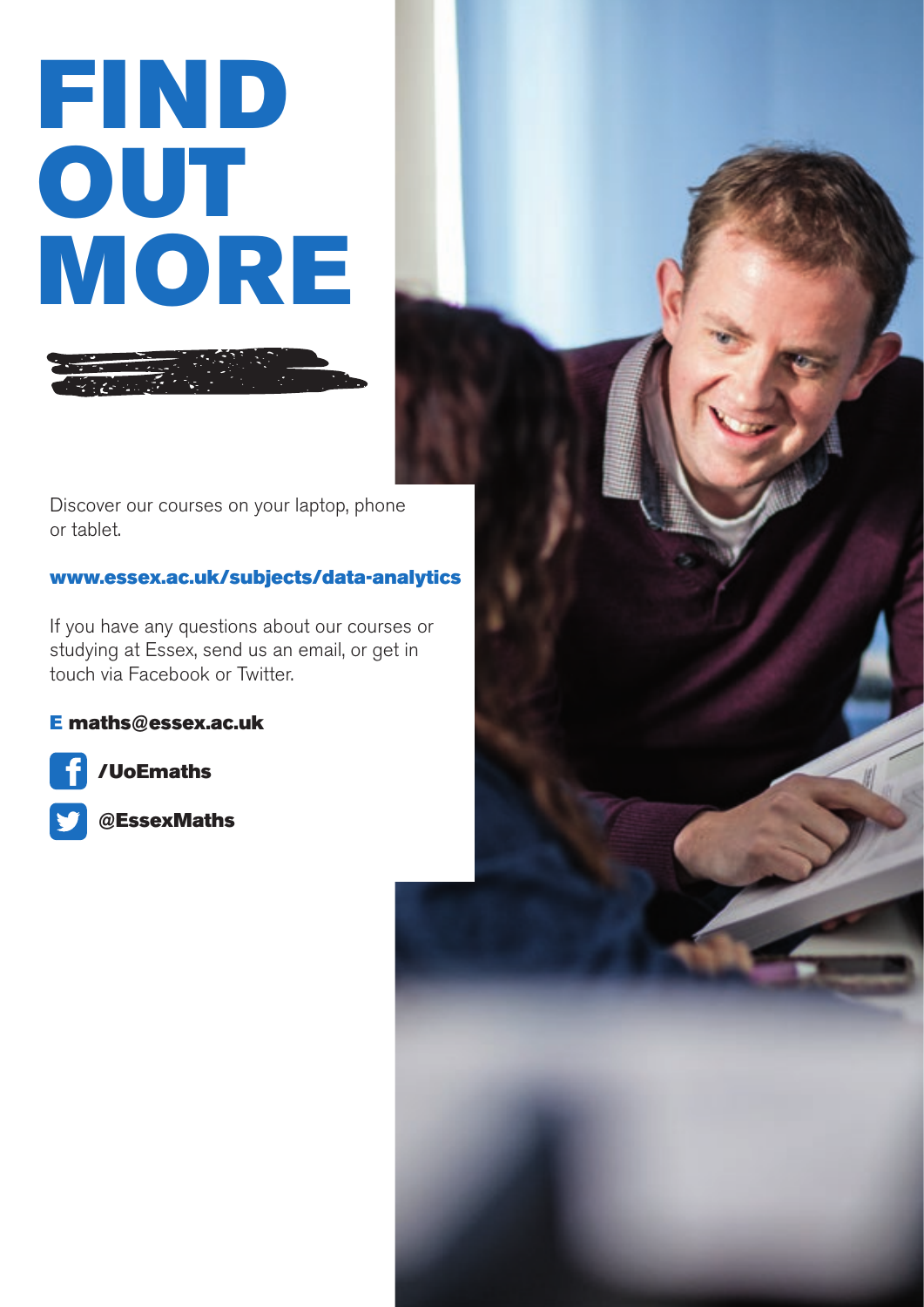# FIND OUT MORE

Discover our courses on your laptop, phone or tablet.

**www.essex.ac.uk/subjects/data-analytics**

If you have any questions about our courses or studying at Essex, send us an email, or get in touch via Facebook or Twitter.

**E maths@essex.ac.uk**

**/UoEmaths**

**@EssexMaths**